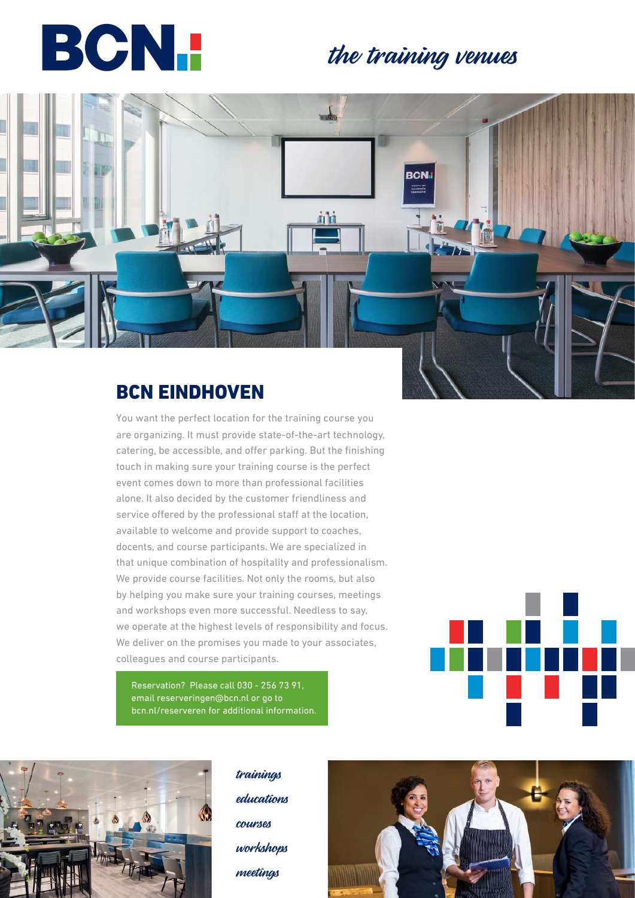BCN

*the training venues*

## BCN EINDHOVEN

You want the perfect location for the training course you are organizing. It must provide state-of-the-art technology, catering, be accessible, and offer parking. But the finishing touch in making sure your training course is the perfect event comes down to more than professional facilities alone. It also decided by the customer friendliness and service offered by the professional staff at the location, available to welcome and provide support to coaches, docents, and course participants. We are specialized in that unique combination of hospitality and professionalism. We provide course facilities. Not only the rooms, but also by helping you make sure your training courses, meetings and workshops even more successful. Needless to say, we operate at the highest levels of responsibility and focus. We deliver on the promises you made to your associates, colleagues and course participants.

Reservation? Please call 030 - 256 73 91, email reserveringen@bcn.nl or go to bcn.nl/reserveren for additional information.

*trainings*

*educations*

*courses*

*workshops*

*meetings*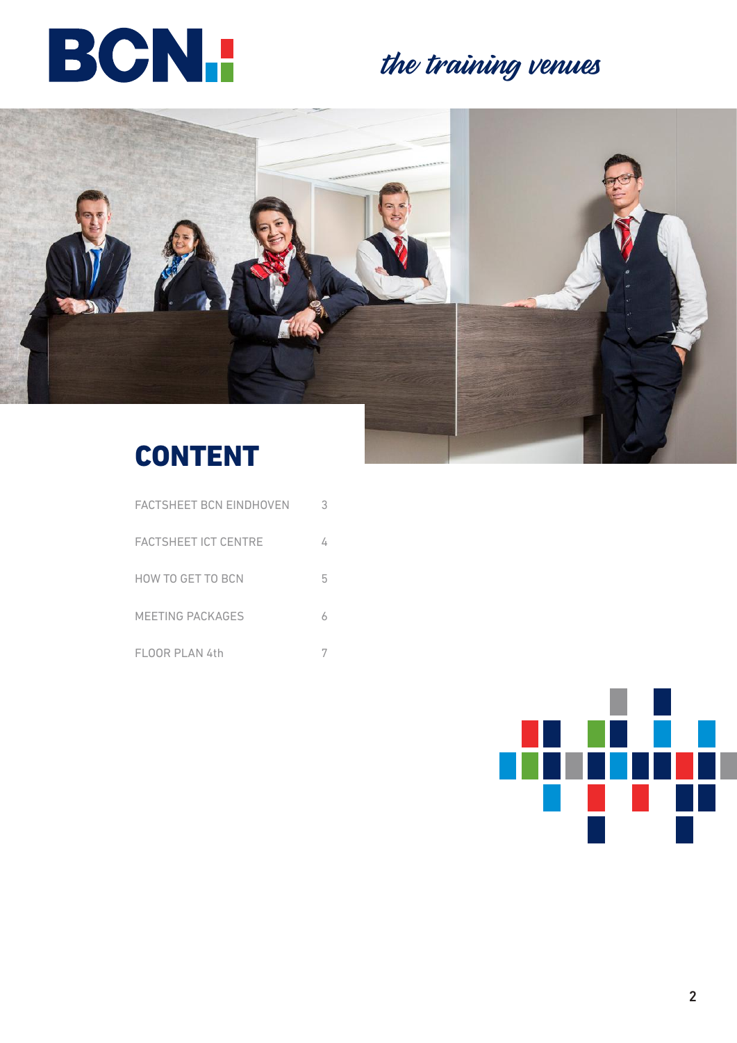BCN

*the training venues*

# CONTENT

| | |
|---|---|
| FACTSHEET BCN EINDHOVEN | 3 |
| FACTSHEET ICT CENTRE | 4 |
| HOW TO GET TO BCN | 5 |
| MEETING PACKAGES | 6 |
| FLOOR PLAN 4th | 7 |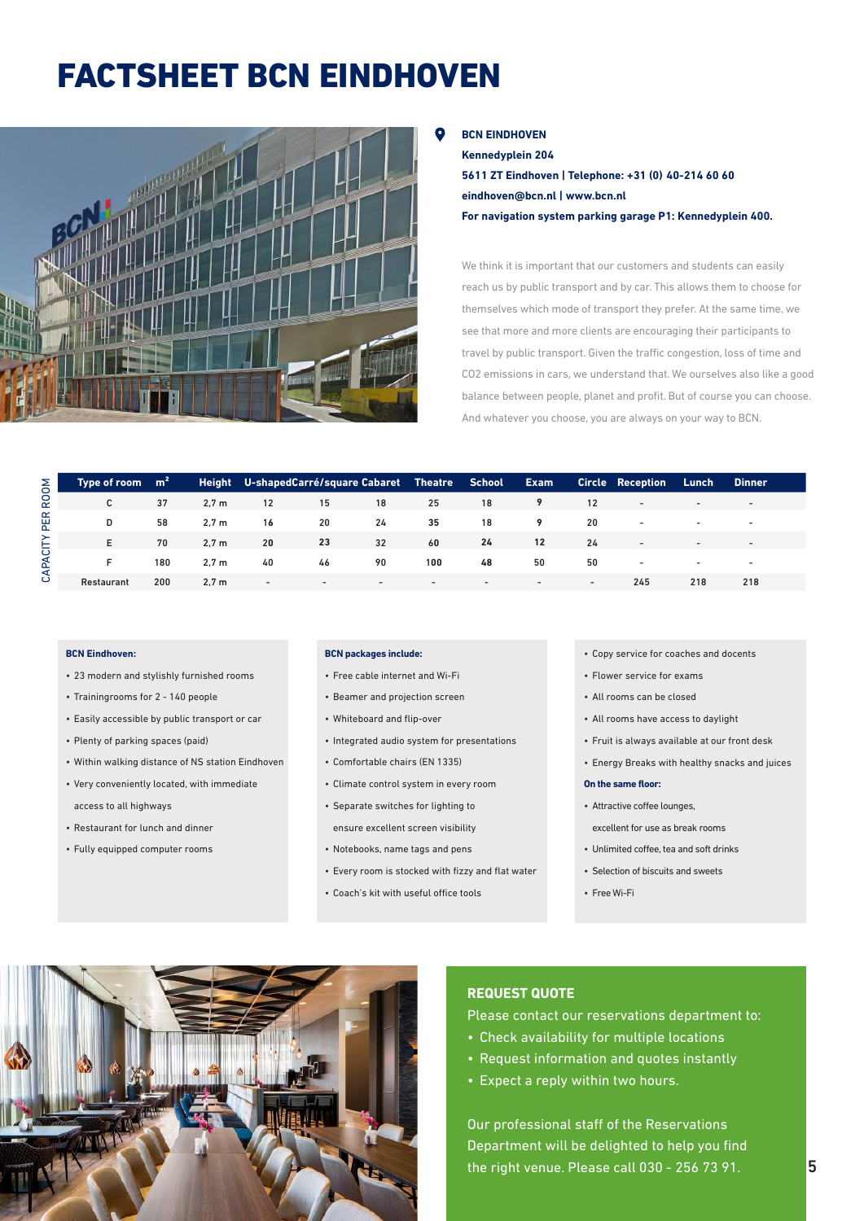# FACTSHEET BCN EINDHOVEN

**BCN EINDHOVEN**
**Kennedyplein 204**
**5611 ZT Eindhoven | Telephone: +31 (0) 40-214 60 60**
**eindhoven@bcn.nl | www.bcn.nl**
**For navigation system parking garage P1: Kennedyplein 400.**

We think it is important that our customers and students can easily reach us by public transport and by car. This allows them to choose for themselves which mode of transport they prefer. At the same time, we see that more and more clients are encouraging their participants to travel by public transport. Given the traffic congestion, loss of time and CO2 emissions in cars, we understand that. We ourselves also like a good balance between people, planet and profit. But of course you can choose. And whatever you choose, you are always on your way to BCN.

CAPACITY PER ROOM

| Type of room | m² | Height | U-shaped | Carré/square | Cabaret | Theatre | School | Exam | Circle | Reception | Lunch | Dinner |
|---|---|---|---|---|---|---|---|---|---|---|---|---|
| C | 37 | 2,7 m | 12 | 15 | 18 | 25 | 18 | 9 | 12 | - | - | - |
| D | 58 | 2,7 m | 16 | 20 | 24 | 35 | 18 | 9 | 20 | - | - | - |
| E | 70 | 2,7 m | 20 | 23 | 32 | 60 | 24 | 12 | 24 | - | - | - |
| F | 180 | 2,7 m | 40 | 46 | 90 | 100 | 48 | 50 | 50 | - | - | - |
| Restaurant | 200 | 2,7 m | - | - | - | - | - | - | - | 245 | 218 | 218 |

**BCN Eindhoven:**

- 23 modern and stylishly furnished rooms
- Trainingrooms for 2 - 140 people
- Easily accessible by public transport or car
- Plenty of parking spaces (paid)
- Within walking distance of NS station Eindhoven
- Very conveniently located, with immediate access to all highways
- Restaurant for lunch and dinner
- Fully equipped computer rooms

**BCN packages include:**

- Free cable internet and Wi-Fi
- Beamer and projection screen
- Whiteboard and flip-over
- Integrated audio system for presentations
- Comfortable chairs (EN 1335)
- Climate control system in every room
- Separate switches for lighting to ensure excellent screen visibility
- Notebooks, name tags and pens
- Every room is stocked with fizzy and flat water
- Coach's kit with useful office tools
- Copy service for coaches and docents
- Flower service for exams
- All rooms can be closed
- All rooms have access to daylight
- Fruit is always available at our front desk
- Energy Breaks with healthy snacks and juices

**On the same floor:**

- Attractive coffee lounges, excellent for use as break rooms
- Unlimited coffee, tea and soft drinks
- Selection of biscuits and sweets
- Free Wi-Fi

## REQUEST QUOTE

Please contact our reservations department to:

- Check availability for multiple locations
- Request information and quotes instantly
- Expect a reply within two hours.

Our professional staff of the Reservations Department will be delighted to help you find the right venue. Please call 030 - 256 73 91.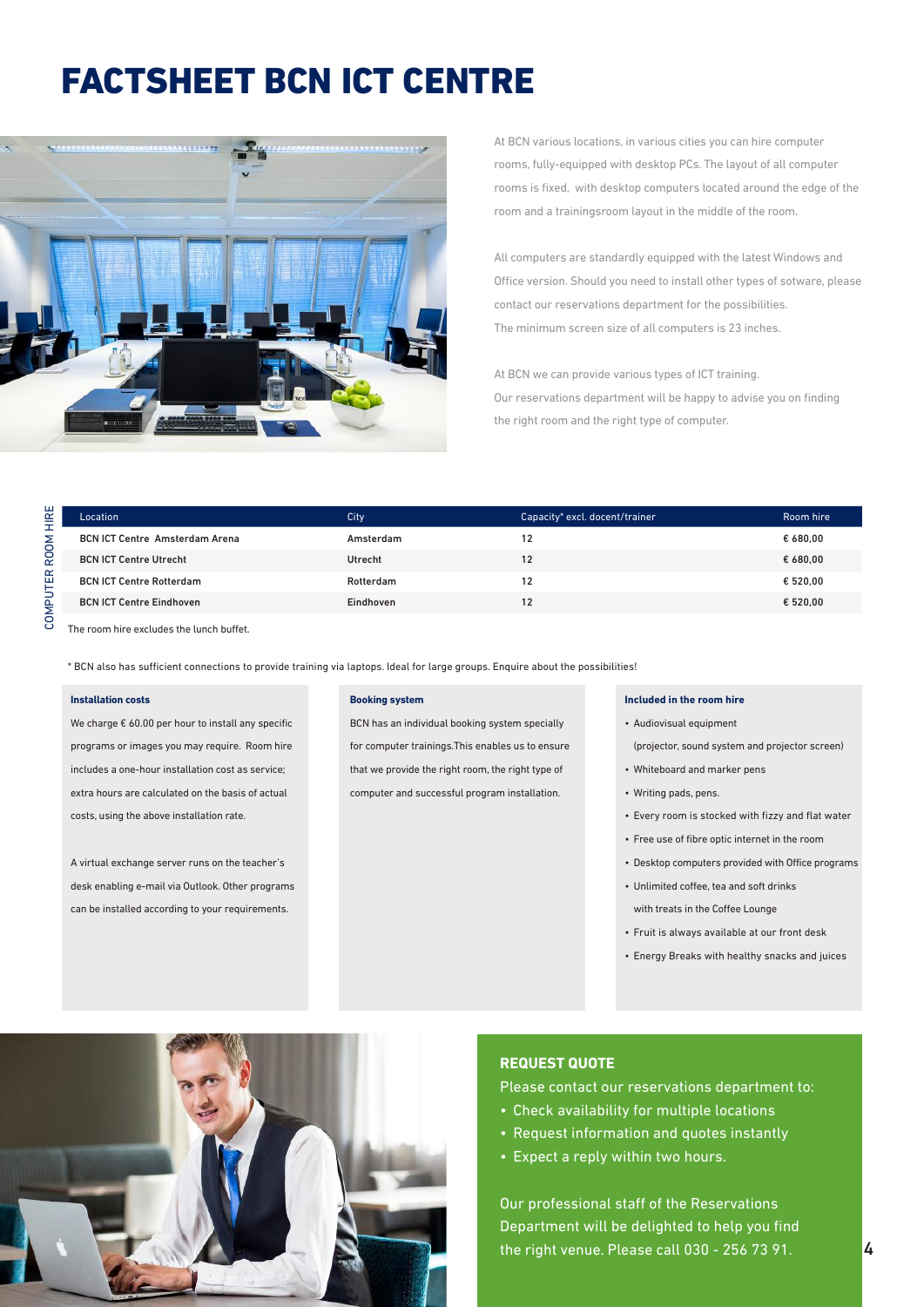# FACTSHEET BCN ICT CENTRE

At BCN various locations, in various cities you can hire computer rooms, fully-equipped with desktop PCs. The layout of all computer rooms is fixed, with desktop computers located around the edge of the room and a trainingsroom layout in the middle of the room.

All computers are standardly equipped with the latest Windows and Office version. Should you need to install other types of sotware, please contact our reservations department for the possibilities. The minimum screen size of all computers is 23 inches.

At BCN we can provide various types of ICT training. Our reservations department will be happy to advise you on finding the right room and the right type of computer.

## COMPUTER ROOM HIRE

| Location | City | Capacity* excl. docent/trainer | Room hire |
|---|---|---|---|
| BCN ICT Centre Amsterdam Arena | Amsterdam | 12 | € 680,00 |
| BCN ICT Centre Utrecht | Utrecht | 12 | € 680,00 |
| BCN ICT Centre Rotterdam | Rotterdam | 12 | € 520,00 |
| BCN ICT Centre Eindhoven | Eindhoven | 12 | € 520,00 |

The room hire excludes the lunch buffet.

* BCN also has sufficient connections to provide training via laptops. Ideal for large groups. Enquire about the possibilities!

### Installation costs

We charge € 60.00 per hour to install any specific programs or images you may require. Room hire includes a one-hour installation cost as service; extra hours are calculated on the basis of actual costs, using the above installation rate.

A virtual exchange server runs on the teacher's desk enabling e-mail via Outlook. Other programs can be installed according to your requirements.

### Booking system

BCN has an individual booking system specially for computer trainings.This enables us to ensure that we provide the right room, the right type of computer and successful program installation.

### Included in the room hire

- Audiovisual equipment (projector, sound system and projector screen)
- Whiteboard and marker pens
- Writing pads, pens.
- Every room is stocked with fizzy and flat water
- Free use of fibre optic internet in the room
- Desktop computers provided with Office programs
- Unlimited coffee, tea and soft drinks with treats in the Coffee Lounge
- Fruit is always available at our front desk
- Energy Breaks with healthy snacks and juices

### REQUEST QUOTE

Please contact our reservations department to:

- Check availability for multiple locations
- Request information and quotes instantly
- Expect a reply within two hours.

Our professional staff of the Reservations Department will be delighted to help you find the right venue. Please call 030 - 256 73 91.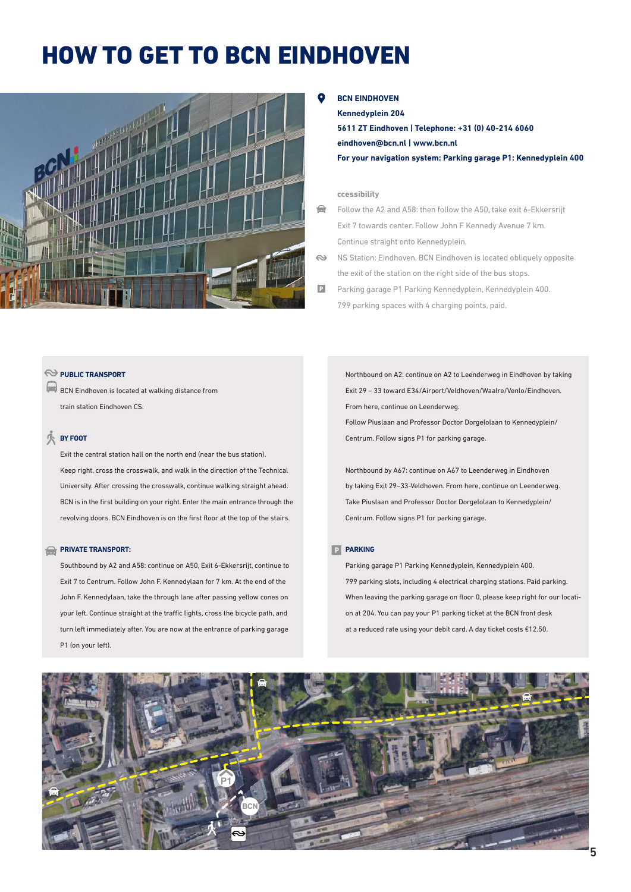# HOW TO GET TO BCN EINDHOVEN

**BCN EINDHOVEN**
**Kennedyplein 204**
**5611 ZT Eindhoven | Telephone: +31 (0) 40-214 6060**
**eindhoven@bcn.nl | www.bcn.nl**
**For your navigation system: Parking garage P1: Kennedyplein 400**

ccessibility

Follow the A2 and A58: then follow the A50, take exit 6-Ekkersrijt Exit 7 towards center. Follow John F Kennedy Avenue 7 km. Continue straight onto Kennedyplein.

NS Station: Eindhoven. BCN Eindhoven is located obliquely opposite the exit of the station on the right side of the bus stops.

Parking garage P1 Parking Kennedyplein, Kennedyplein 400. 799 parking spaces with 4 charging points, paid.

### PUBLIC TRANSPORT

BCN Eindhoven is located at walking distance from train station Eindhoven CS.

### BY FOOT

Exit the central station hall on the north end (near the bus station). Keep right, cross the crosswalk, and walk in the direction of the Technical University. After crossing the crosswalk, continue walking straight ahead. BCN is in the first building on your right. Enter the main entrance through the revolving doors. BCN Eindhoven is on the first floor at the top of the stairs.

### PRIVATE TRANSPORT:

Southbound by A2 and A58: continue on A50, Exit 6-Ekkersrijt, continue to Exit 7 to Centrum. Follow John F. Kennedylaan for 7 km. At the end of the John F. Kennedylaan, take the through lane after passing yellow cones on your left. Continue straight at the traffic lights, cross the bicycle path, and turn left immediately after. You are now at the entrance of parking garage P1 (on your left).

Northbound on A2: continue on A2 to Leenderweg in Eindhoven by taking Exit 29 – 33 toward E34/Airport/Veldhoven/Waalre/Venlo/Eindhoven. From here, continue on Leenderweg. Follow Piuslaan and Professor Doctor Dorgelolaan to Kennedyplein/ Centrum. Follow signs P1 for parking garage.

Northbound by A67: continue on A67 to Leenderweg in Eindhoven by taking Exit 29–33-Veldhoven. From here, continue on Leenderweg. Take Piuslaan and Professor Doctor Dorgelolaan to Kennedyplein/ Centrum. Follow signs P1 for parking garage.

### PARKING

Parking garage P1 Parking Kennedyplein, Kennedyplein 400. 799 parking slots, including 4 electrical charging stations. Paid parking. When leaving the parking garage on floor 0, please keep right for our location at 204. You can pay your P1 parking ticket at the BCN front desk at a reduced rate using your debit card. A day ticket costs €12.50.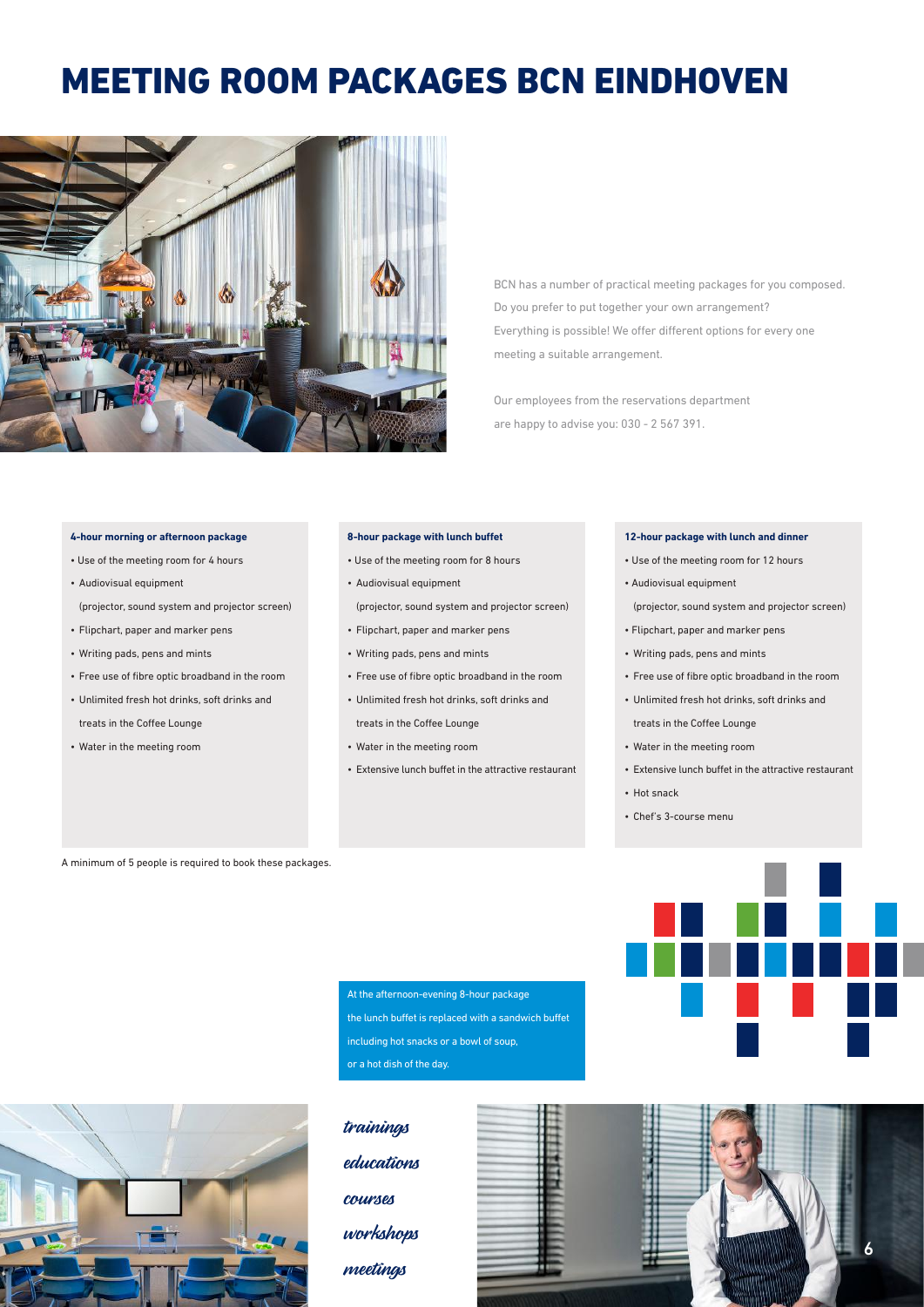# MEETING ROOM PACKAGES BCN EINDHOVEN

BCN has a number of practical meeting packages for you composed. Do you prefer to put together your own arrangement? Everything is possible! We offer different options for every one meeting a suitable arrangement.

Our employees from the reservations department are happy to advise you: 030 - 2 567 391.

**4-hour morning or afternoon package**

- Use of the meeting room for 4 hours
- Audiovisual equipment (projector, sound system and projector screen)
- Flipchart, paper and marker pens
- Writing pads, pens and mints
- Free use of fibre optic broadband in the room
- Unlimited fresh hot drinks, soft drinks and treats in the Coffee Lounge
- Water in the meeting room

**8-hour package with lunch buffet**

- Use of the meeting room for 8 hours
- Audiovisual equipment (projector, sound system and projector screen)
- Flipchart, paper and marker pens
- Writing pads, pens and mints
- Free use of fibre optic broadband in the room
- Unlimited fresh hot drinks, soft drinks and treats in the Coffee Lounge
- Water in the meeting room
- Extensive lunch buffet in the attractive restaurant

**12-hour package with lunch and dinner**

- Use of the meeting room for 12 hours
- Audiovisual equipment (projector, sound system and projector screen)
- Flipchart, paper and marker pens
- Writing pads, pens and mints
- Free use of fibre optic broadband in the room
- Unlimited fresh hot drinks, soft drinks and treats in the Coffee Lounge
- Water in the meeting room
- Extensive lunch buffet in the attractive restaurant
- Hot snack
- Chef's 3-course menu

A minimum of 5 people is required to book these packages.

At the afternoon-evening 8-hour package the lunch buffet is replaced with a sandwich buffet including hot snacks or a bowl of soup, or a hot dish of the day.

*trainings*
*educations*
*courses*
*workshops*
*meetings*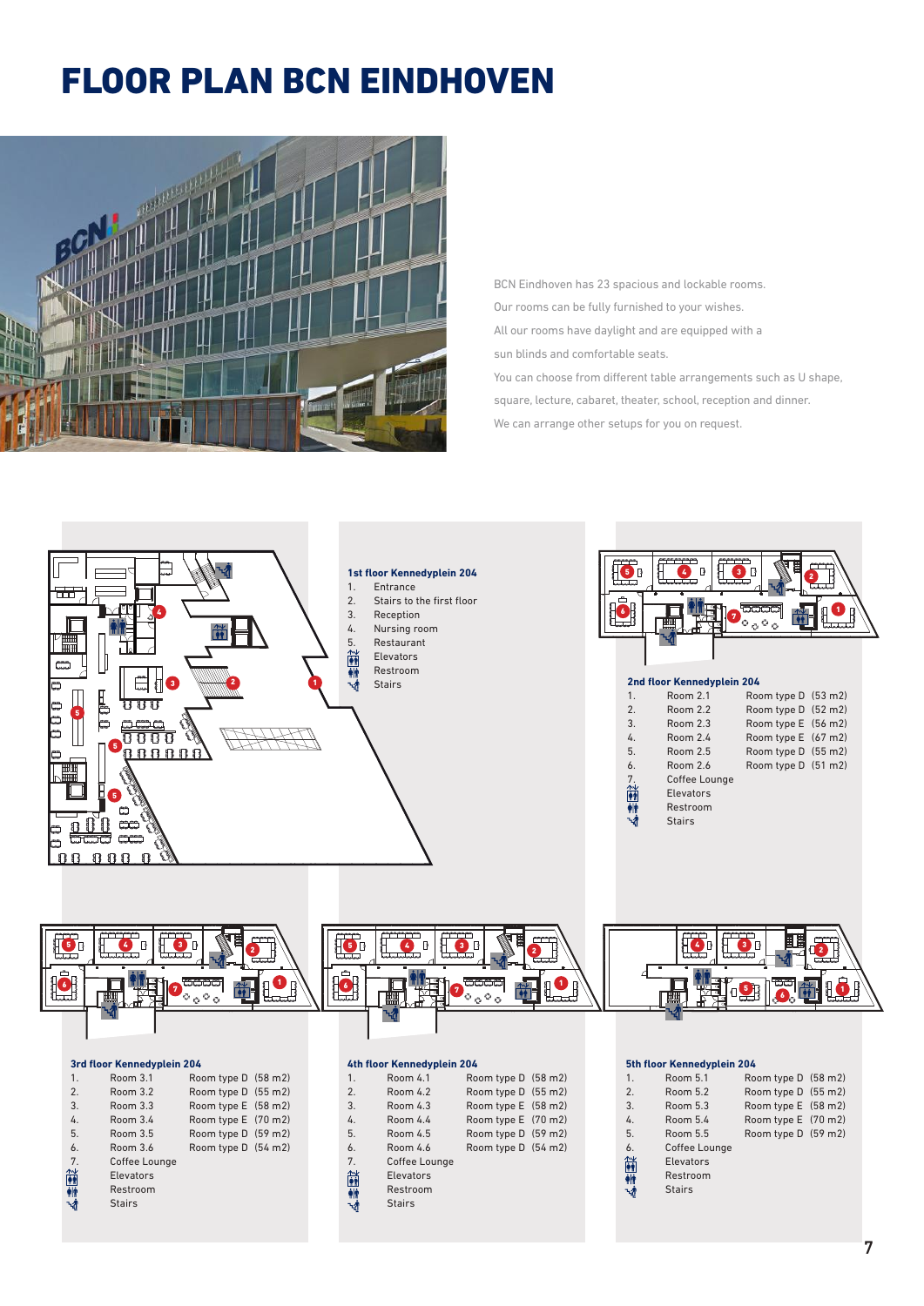# FLOOR PLAN BCN EINDHOVEN

BCN Eindhoven has 23 spacious and lockable rooms.
Our rooms can be fully furnished to your wishes.
All our rooms have daylight and are equipped with a sun blinds and comfortable seats.
You can choose from different table arrangements such as U shape, square, lecture, cabaret, theater, school, reception and dinner.
We can arrange other setups for you on request.

**1st floor Kennedyplein 204**

1. Entrance
2. Stairs to the first floor
3. Reception
4. Nursing room
5. Restaurant

- Elevators
- Restroom
- Stairs

**2nd floor Kennedyplein 204**

1. Room 2.1 — Room type D (53 m2)
2. Room 2.2 — Room type D (52 m2)
3. Room 2.3 — Room type E (56 m2)
4. Room 2.4 — Room type E (67 m2)
5. Room 2.5 — Room type D (55 m2)
6. Room 2.6 — Room type D (51 m2)
7. Coffee Lounge

- Elevators
- Restroom
- Stairs

**3rd floor Kennedyplein 204**

1. Room 3.1 — Room type D (58 m2)
2. Room 3.2 — Room type D (55 m2)
3. Room 3.3 — Room type E (58 m2)
4. Room 3.4 — Room type E (70 m2)
5. Room 3.5 — Room type D (59 m2)
6. Room 3.6 — Room type D (54 m2)
7. Coffee Lounge

- Elevators
- Restroom
- Stairs

**4th floor Kennedyplein 204**

1. Room 4.1 — Room type D (58 m2)
2. Room 4.2 — Room type D (55 m2)
3. Room 4.3 — Room type E (58 m2)
4. Room 4.4 — Room type E (70 m2)
5. Room 4.5 — Room type D (59 m2)
6. Room 4.6 — Room type D (54 m2)
7. Coffee Lounge

- Elevators
- Restroom
- Stairs

**5th floor Kennedyplein 204**

1. Room 5.1 — Room type D (58 m2)
2. Room 5.2 — Room type D (55 m2)
3. Room 5.3 — Room type E (58 m2)
4. Room 5.4 — Room type E (70 m2)
5. Room 5.5 — Room type D (59 m2)
6. Coffee Lounge

- Elevators
- Restroom
- Stairs